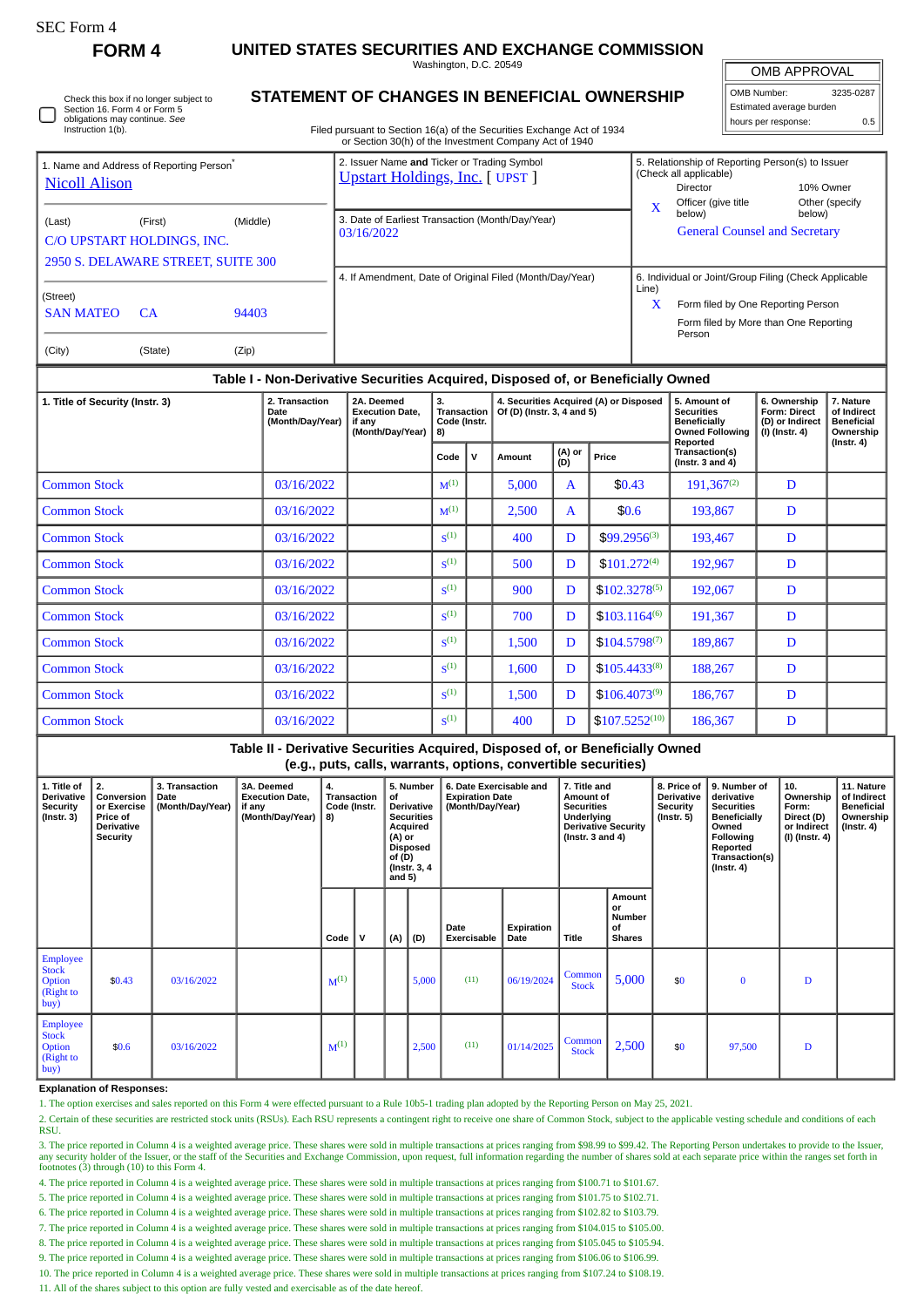SEC Form 4

# FORM 4

## UNITED STATES SECURITIES AND EXCHANGE COMMISSION

Washington, D.C. 20549

## STATEMENT OF CHANGES IN BENEFICIAL OWNERSHIP

Filed pursuant to Section 16(a) of the Securities Exchange Act of 1934 or Section 30(h) of the Investment Company Act of 1940

| OMB APPROVAL | |
|---|---|
| OMB Number: | 3235-0287 |
| Estimated average burden | |
| hours per response: | 0.5 |

☐ Check this box if no longer subject to Section 16. Form 4 or Form 5 obligations may continue. *See* Instruction 1(b).

1. Name and Address of Reporting Person*
Nicoll Alison

(Last) (First) (Middle)
C/O UPSTART HOLDINGS, INC.
2950 S. DELAWARE STREET, SUITE 300

(Street)
SAN MATEO CA 94403

(City) (State) (Zip)

2. Issuer Name **and** Ticker or Trading Symbol
Upstart Holdings, Inc. [ UPST ]

3. Date of Earliest Transaction (Month/Day/Year)
03/16/2022

4. If Amendment, Date of Original Filed (Month/Day/Year)

5. Relationship of Reporting Person(s) to Issuer (Check all applicable)
Director
10% Owner
X Officer (give title below)
Other (specify below)
General Counsel and Secretary

6. Individual or Joint/Group Filing (Check Applicable Line)
X Form filed by One Reporting Person
Form filed by More than One Reporting Person

### Table I - Non-Derivative Securities Acquired, Disposed of, or Beneficially Owned

| 1. Title of Security (Instr. 3) | 2. Transaction Date (Month/Day/Year) | 2A. Deemed Execution Date, if any (Month/Day/Year) | 3. Transaction Code (Instr. 8) | | 4. Securities Acquired (A) or Disposed Of (D) (Instr. 3, 4 and 5) | | | 5. Amount of Securities Beneficially Owned Following Reported Transaction(s) (Instr. 3 and 4) | 6. Ownership Form: Direct (D) or Indirect (I) (Instr. 4) | 7. Nature of Indirect Beneficial Ownership (Instr. 4) |
|---|---|---|---|---|---|---|---|---|---|---|
| | | | Code | V | Amount | (A) or (D) | Price | | | |
| Common Stock | 03/16/2022 | | M[1] | | 5,000 | A | $0.43 | 191,367[2] | D | |
| Common Stock | 03/16/2022 | | M[1] | | 2,500 | A | $0.6 | 193,867 | D | |
| Common Stock | 03/16/2022 | | S[1] | | 400 | D | $99.2956[3] | 193,467 | D | |
| Common Stock | 03/16/2022 | | S[1] | | 500 | D | $101.272[4] | 192,967 | D | |
| Common Stock | 03/16/2022 | | S[1] | | 900 | D | $102.3278[5] | 192,067 | D | |
| Common Stock | 03/16/2022 | | S[1] | | 700 | D | $103.1164[6] | 191,367 | D | |
| Common Stock | 03/16/2022 | | S[1] | | 1,500 | D | $104.5798[7] | 189,867 | D | |
| Common Stock | 03/16/2022 | | S[1] | | 1,600 | D | $105.4433[8] | 188,267 | D | |
| Common Stock | 03/16/2022 | | S[1] | | 1,500 | D | $106.4073[9] | 186,767 | D | |
| Common Stock | 03/16/2022 | | S[1] | | 400 | D | $107.5252[10] | 186,367 | D | |

### Table II - Derivative Securities Acquired, Disposed of, or Beneficially Owned (e.g., puts, calls, warrants, options, convertible securities)

| 1. Title of Derivative Security (Instr. 3) | 2. Conversion or Exercise Price of Derivative Security | 3. Transaction Date (Month/Day/Year) | 3A. Deemed Execution Date, if any (Month/Day/Year) | 4. Transaction Code (Instr. 8) | | 5. Number of Derivative Securities Acquired (A) or Disposed of (D) (Instr. 3, 4 and 5) | | 6. Date Exercisable and Expiration Date (Month/Day/Year) | | 7. Title and Amount of Securities Underlying Derivative Security (Instr. 3 and 4) | | 8. Price of Derivative Security (Instr. 5) | 9. Number of derivative Securities Beneficially Owned Following Reported Transaction(s) (Instr. 4) | 10. Ownership Form: Direct (D) or Indirect (I) (Instr. 4) | 11. Nature of Indirect Beneficial Ownership (Instr. 4) |
|---|---|---|---|---|---|---|---|---|---|---|---|---|---|---|---|
| | | | | Code | V | (A) | (D) | Date Exercisable | Expiration Date | Title | Amount or Number of Shares | | | | |
| Employee Stock Option (Right to buy) | $0.43 | 03/16/2022 | | M[1] | | | 5,000 | (11) | 06/19/2024 | Common Stock | 5,000 | $0 | 0 | D | |
| Employee Stock Option (Right to buy) | $0.6 | 03/16/2022 | | M[1] | | | 2,500 | (11) | 01/14/2025 | Common Stock | 2,500 | $0 | 97,500 | D | |

**Explanation of Responses:**

1. The option exercises and sales reported on this Form 4 were effected pursuant to a Rule 10b5-1 trading plan adopted by the Reporting Person on May 25, 2021.

2. Certain of these securities are restricted stock units (RSUs). Each RSU represents a contingent right to receive one share of Common Stock, subject to the applicable vesting schedule and conditions of each RSU.

3. The price reported in Column 4 is a weighted average price. These shares were sold in multiple transactions at prices ranging from $98.99 to $99.42. The Reporting Person undertakes to provide to the Issuer, any security holder of the Issuer, or the staff of the Securities and Exchange Commission, upon request, full information regarding the number of shares sold at each separate price within the ranges set forth in footnotes (3) through (10) to this Form 4.

4. The price reported in Column 4 is a weighted average price. These shares were sold in multiple transactions at prices ranging from $100.71 to $101.67.

5. The price reported in Column 4 is a weighted average price. These shares were sold in multiple transactions at prices ranging from $101.75 to $102.71.

6. The price reported in Column 4 is a weighted average price. These shares were sold in multiple transactions at prices ranging from $102.82 to $103.79.

7. The price reported in Column 4 is a weighted average price. These shares were sold in multiple transactions at prices ranging from $104.015 to $105.00.

8. The price reported in Column 4 is a weighted average price. These shares were sold in multiple transactions at prices ranging from $105.045 to $105.94.

9. The price reported in Column 4 is a weighted average price. These shares were sold in multiple transactions at prices ranging from $106.06 to $106.99.

10. The price reported in Column 4 is a weighted average price. These shares were sold in multiple transactions at prices ranging from $107.24 to $108.19.

11. All of the shares subject to this option are fully vested and exercisable as of the date hereof.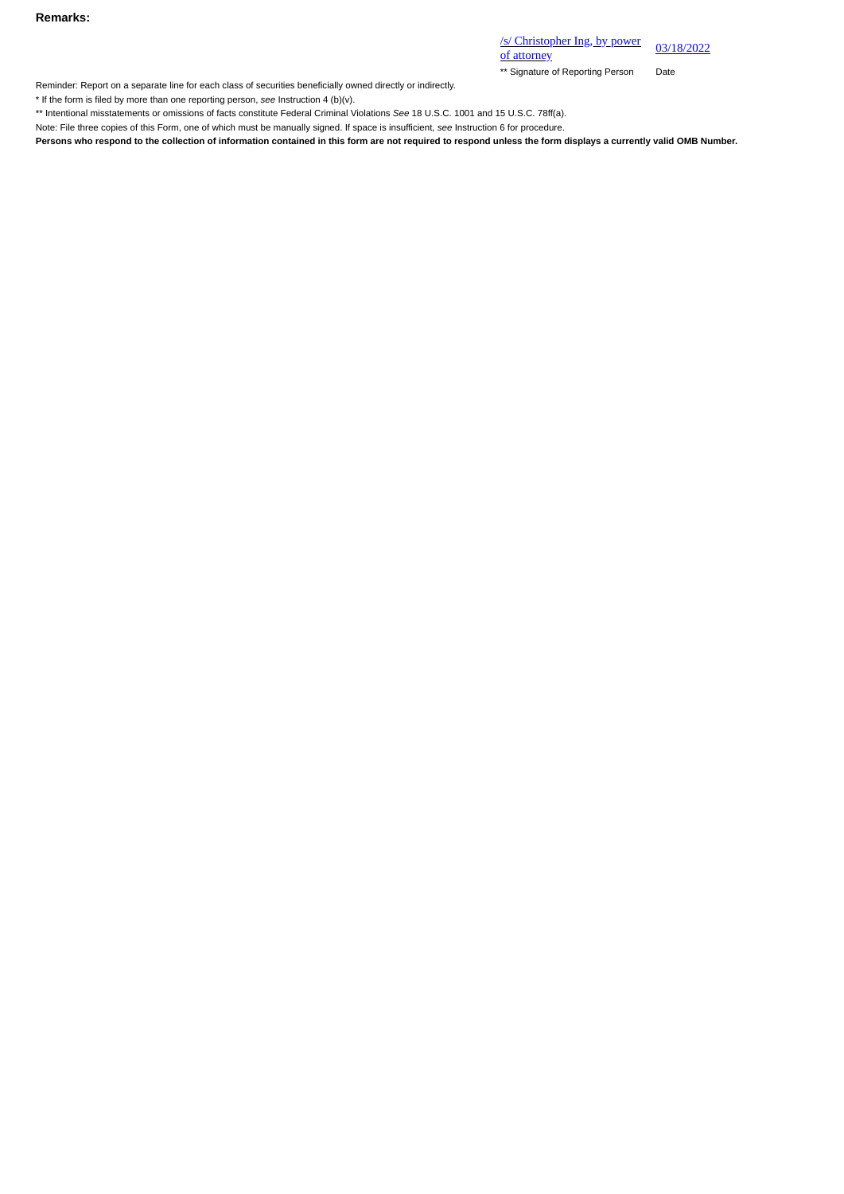**Remarks:**

| | |
|---|---|
| /s/ Christopher Ing, by power of attorney | 03/18/2022 |
| ** Signature of Reporting Person | Date |

Reminder: Report on a separate line for each class of securities beneficially owned directly or indirectly.

* If the form is filed by more than one reporting person, *see* Instruction 4 (b)(v).

** Intentional misstatements or omissions of facts constitute Federal Criminal Violations *See* 18 U.S.C. 1001 and 15 U.S.C. 78ff(a).

Note: File three copies of this Form, one of which must be manually signed. If space is insufficient, *see* Instruction 6 for procedure.

**Persons who respond to the collection of information contained in this form are not required to respond unless the form displays a currently valid OMB Number.**